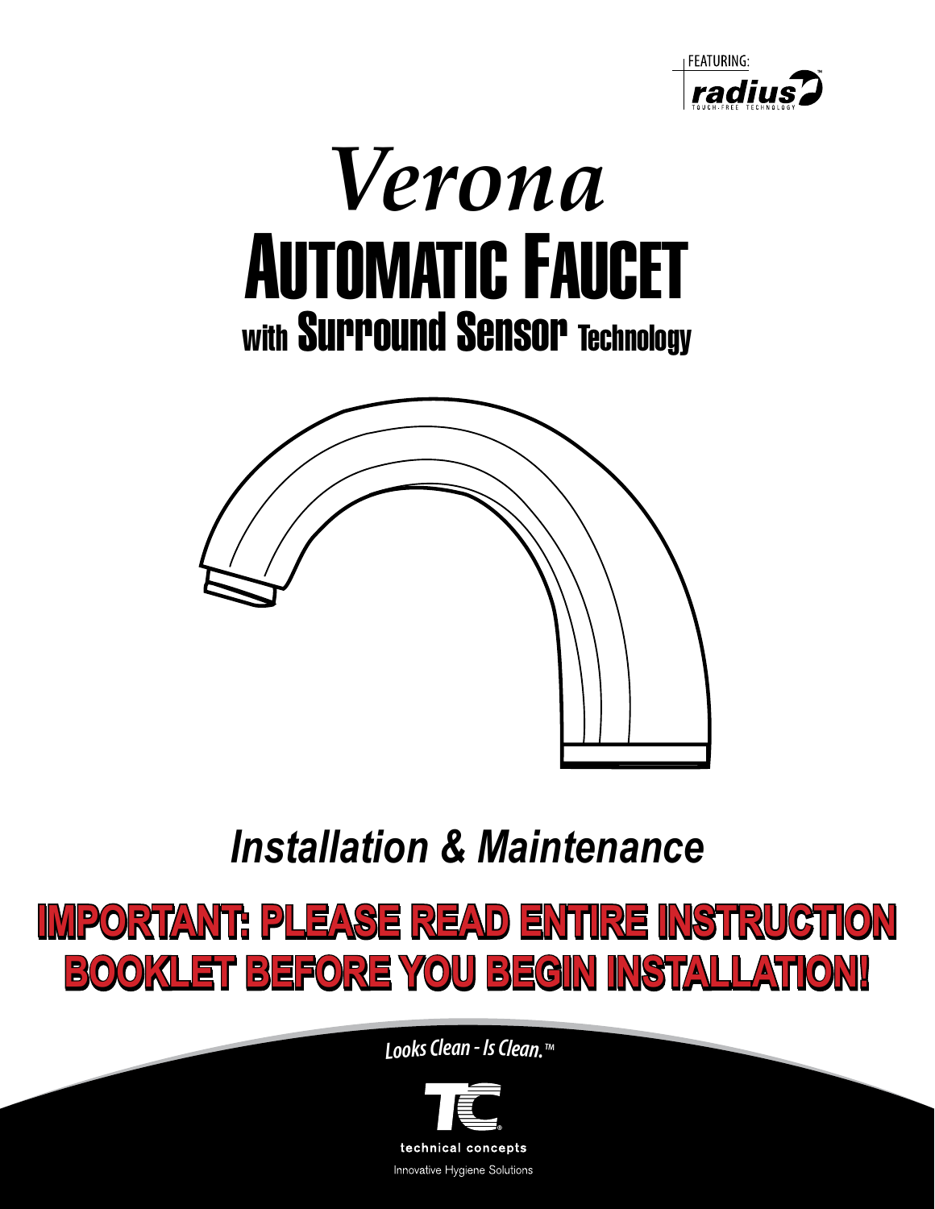FEATURING:
radius
TOUCH-FREE TECHNOLOGY

# *Verona*
# AUTOMATIC FAUCET
## with Surround Sensor Technology

## *Installation & Maintenance*

**IMPORTANT: PLEASE READ ENTIRE INSTRUCTION BOOKLET BEFORE YOU BEGIN INSTALLATION!**

*Looks Clean - Is Clean.*™

TC®
technical concepts
Innovative Hygiene Solutions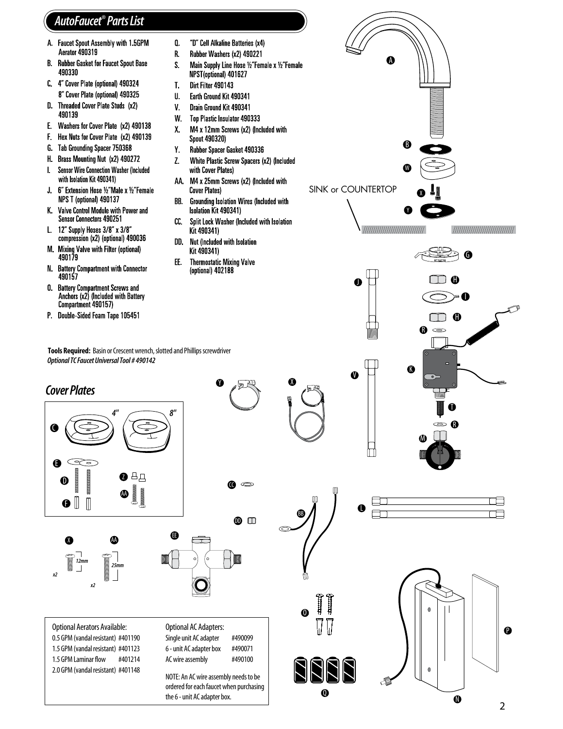# AutoFaucet® Parts List

A. Faucet Spout Assembly with 1.5GPM Aerator 490319
B. Rubber Gasket for Faucet Spout Base 490330
C. 4" Cover Plate (optional) 490324
   8" Cover Plate (optional) 490325
D. Threaded Cover Plate Studs (x2) 490139
E. Washers for Cover Plate (x2) 490138
F. Hex Nuts for Cover Plate (x2) 490139
G. Tab Grounding Spacer 750368
H. Brass Mounting Nut (x2) 490272
I. Sensor Wire Connection Washer (Included with Isolation Kit 490341)
J. 6" Extension Hose ½"Male x ½"Female NPS T (optional) 490137
K. Valve Control Module with Power and Sensor Connectors 490251
L. 12" Supply Hoses 3/8" x 3/8" compression (x2) (optional) 490036
M. Mixing Valve with Filter (optional) 490179
N. Battery Compartment with Connector 490157
O. Battery Compartment Screws and Anchors (x2) (Included with Battery Compartment 490157)
P. Double-Sided Foam Tape 105451
Q. "D" Cell Alkaline Batteries (x4)
R. Rubber Washers (x2) 490221
S. Main Supply Line Hose ½"Female x ½"Female NPST(optional) 401627
T. Dirt Filter 490143
U. Earth Ground Kit 490341
V. Drain Ground Kit 490341
W. Top Plastic Insulator 490333
X. M4 x 12mm Screws (x2) (Included with Spout 490320)
Y. Rubber Spacer Gasket 490336
Z. White Plastic Screw Spacers (x2) (Included with Cover Plates)
AA. M4 x 25mm Screws (x2) (Included with Cover Plates)
BB. Grounding Isolation Wires (Included with Isolation Kit 490341)
CC. Split Lock Washer (Included with Isolation Kit 490341)
DD. Nut (Included with Isolation Kit 490341)
EE. Thermostatic Mixing Valve (optional) 402188

**Tools Required:** Basin or Crescent wrench, slotted and Phillips screwdriver
***Optional TC Faucet Universal Tool # 490142***

SINK or COUNTERTOP

## Cover Plates

4" 8"

12mm x2 25mm x2

| Optional Aerators Available: | | Optional AC Adapters: | |
|---|---|---|---|
| 0.5 GPM (vandal resistant) | #401190 | Single unit AC adapter | #490099 |
| 1.5 GPM (vandal resistant) | #401123 | 6 - unit AC adapter box | #490071 |
| 1.5 GPM Laminar flow | #401214 | AC wire assembly | #490100 |
| 2.0 GPM (vandal resistant) | #401148 | | |

NOTE: An AC wire assembly needs to be ordered for each faucet when purchasing the 6 - unit AC adapter box.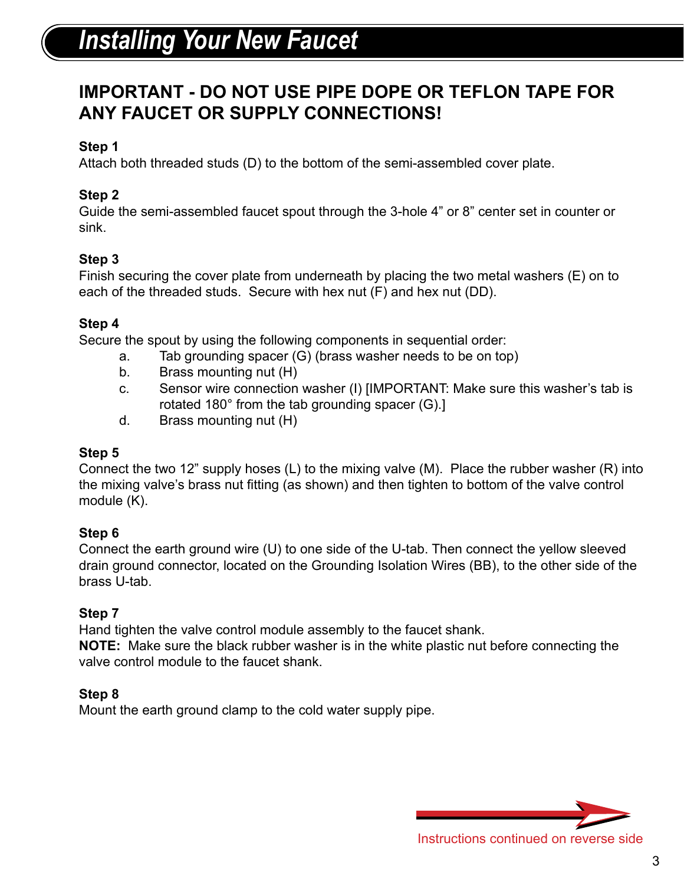# Installing Your New Faucet

## IMPORTANT - DO NOT USE PIPE DOPE OR TEFLON TAPE FOR ANY FAUCET OR SUPPLY CONNECTIONS!

**Step 1**
Attach both threaded studs (D) to the bottom of the semi-assembled cover plate.

**Step 2**
Guide the semi-assembled faucet spout through the 3-hole 4" or 8" center set in counter or sink.

**Step 3**
Finish securing the cover plate from underneath by placing the two metal washers (E) on to each of the threaded studs. Secure with hex nut (F) and hex nut (DD).

**Step 4**
Secure the spout by using the following components in sequential order:

a. Tab grounding spacer (G) (brass washer needs to be on top)
b. Brass mounting nut (H)
c. Sensor wire connection washer (I) [IMPORTANT: Make sure this washer's tab is rotated 180° from the tab grounding spacer (G).]
d. Brass mounting nut (H)

**Step 5**
Connect the two 12" supply hoses (L) to the mixing valve (M). Place the rubber washer (R) into the mixing valve's brass nut fitting (as shown) and then tighten to bottom of the valve control module (K).

**Step 6**
Connect the earth ground wire (U) to one side of the U-tab. Then connect the yellow sleeved drain ground connector, located on the Grounding Isolation Wires (BB), to the other side of the brass U-tab.

**Step 7**
Hand tighten the valve control module assembly to the faucet shank.
**NOTE:** Make sure the black rubber washer is in the white plastic nut before connecting the valve control module to the faucet shank.

**Step 8**
Mount the earth ground clamp to the cold water supply pipe.

Instructions continued on reverse side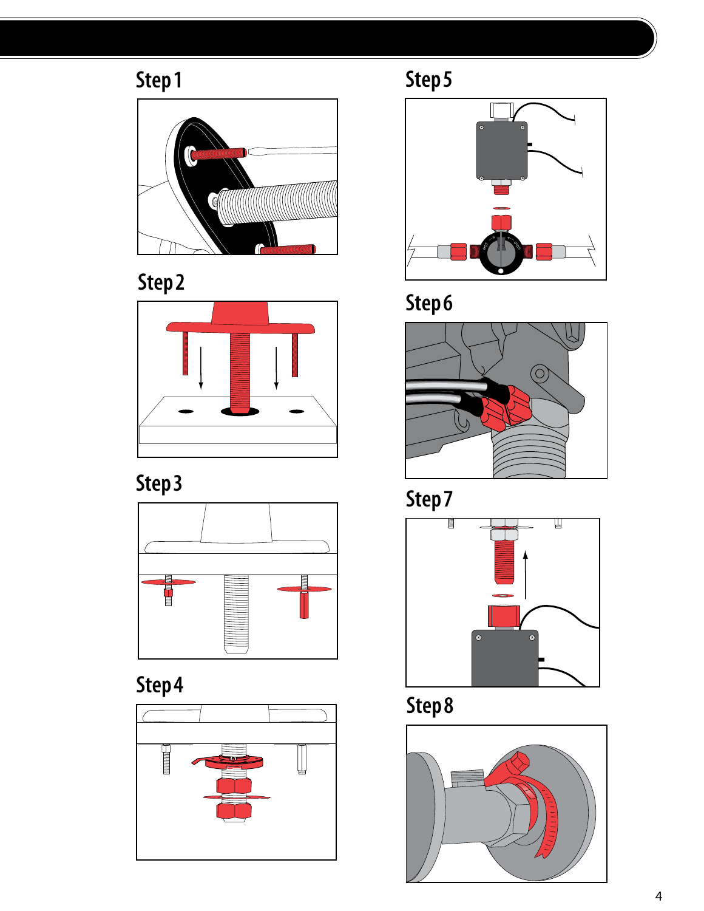## Step 1

## Step 2

## Step 3

## Step 4

## Step 5

## Step 6

## Step 7

## Step 8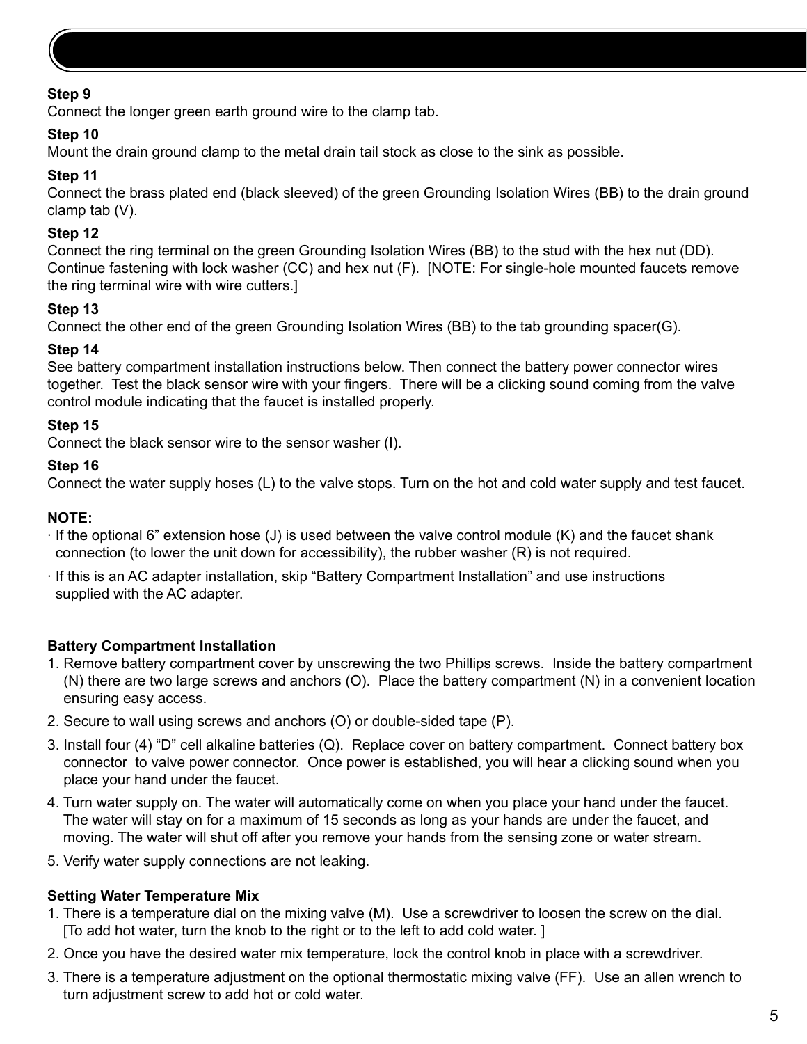**Step 9**
Connect the longer green earth ground wire to the clamp tab.

**Step 10**
Mount the drain ground clamp to the metal drain tail stock as close to the sink as possible.

**Step 11**
Connect the brass plated end (black sleeved) of the green Grounding Isolation Wires (BB) to the drain ground clamp tab (V).

**Step 12**
Connect the ring terminal on the green Grounding Isolation Wires (BB) to the stud with the hex nut (DD). Continue fastening with lock washer (CC) and hex nut (F). [NOTE: For single-hole mounted faucets remove the ring terminal wire with wire cutters.]

**Step 13**
Connect the other end of the green Grounding Isolation Wires (BB) to the tab grounding spacer(G).

**Step 14**
See battery compartment installation instructions below. Then connect the battery power connector wires together. Test the black sensor wire with your fingers. There will be a clicking sound coming from the valve control module indicating that the faucet is installed properly.

**Step 15**
Connect the black sensor wire to the sensor washer (I).

**Step 16**
Connect the water supply hoses (L) to the valve stops. Turn on the hot and cold water supply and test faucet.

**NOTE:**

- If the optional 6” extension hose (J) is used between the valve control module (K) and the faucet shank connection (to lower the unit down for accessibility), the rubber washer (R) is not required.
- If this is an AC adapter installation, skip “Battery Compartment Installation” and use instructions supplied with the AC adapter.

**Battery Compartment Installation**

1. Remove battery compartment cover by unscrewing the two Phillips screws. Inside the battery compartment (N) there are two large screws and anchors (O). Place the battery compartment (N) in a convenient location ensuring easy access.
2. Secure to wall using screws and anchors (O) or double-sided tape (P).
3. Install four (4) “D” cell alkaline batteries (Q). Replace cover on battery compartment. Connect battery box connector to valve power connector. Once power is established, you will hear a clicking sound when you place your hand under the faucet.
4. Turn water supply on. The water will automatically come on when you place your hand under the faucet. The water will stay on for a maximum of 15 seconds as long as your hands are under the faucet, and moving. The water will shut off after you remove your hands from the sensing zone or water stream.
5. Verify water supply connections are not leaking.

**Setting Water Temperature Mix**

1. There is a temperature dial on the mixing valve (M). Use a screwdriver to loosen the screw on the dial. [To add hot water, turn the knob to the right or to the left to add cold water. ]
2. Once you have the desired water mix temperature, lock the control knob in place with a screwdriver.
3. There is a temperature adjustment on the optional thermostatic mixing valve (FF). Use an allen wrench to turn adjustment screw to add hot or cold water.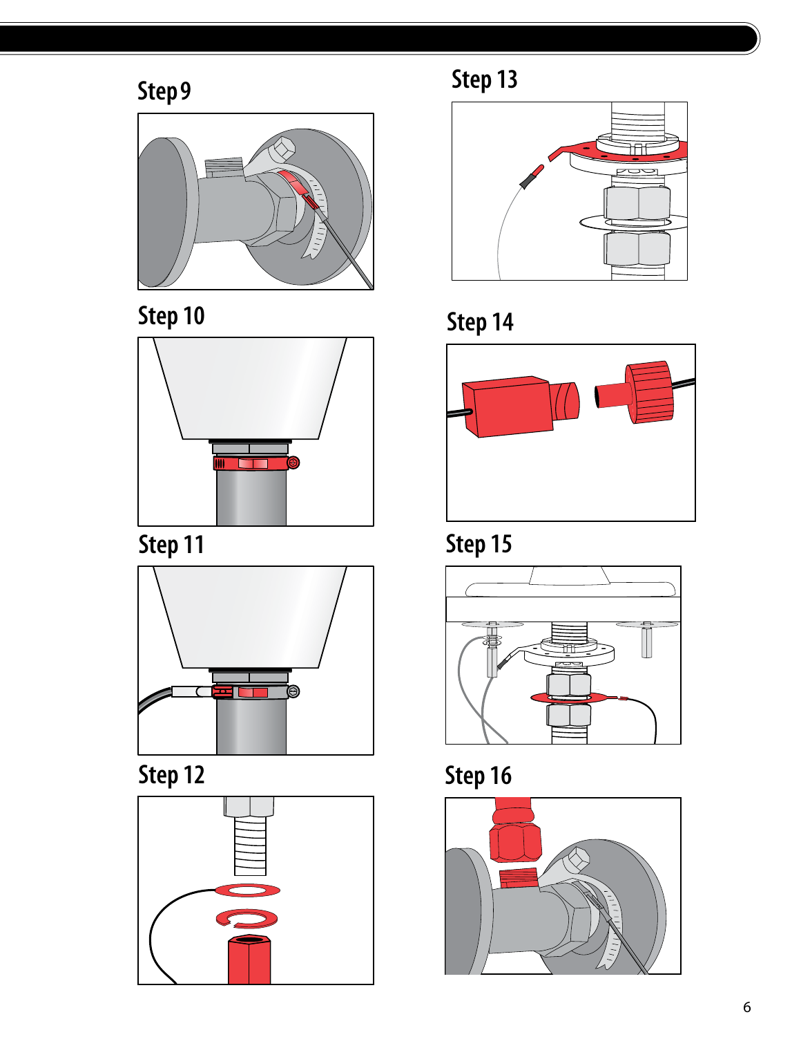## Step 9

## Step 10

## Step 11

## Step 12

## Step 13

## Step 14

## Step 15

## Step 16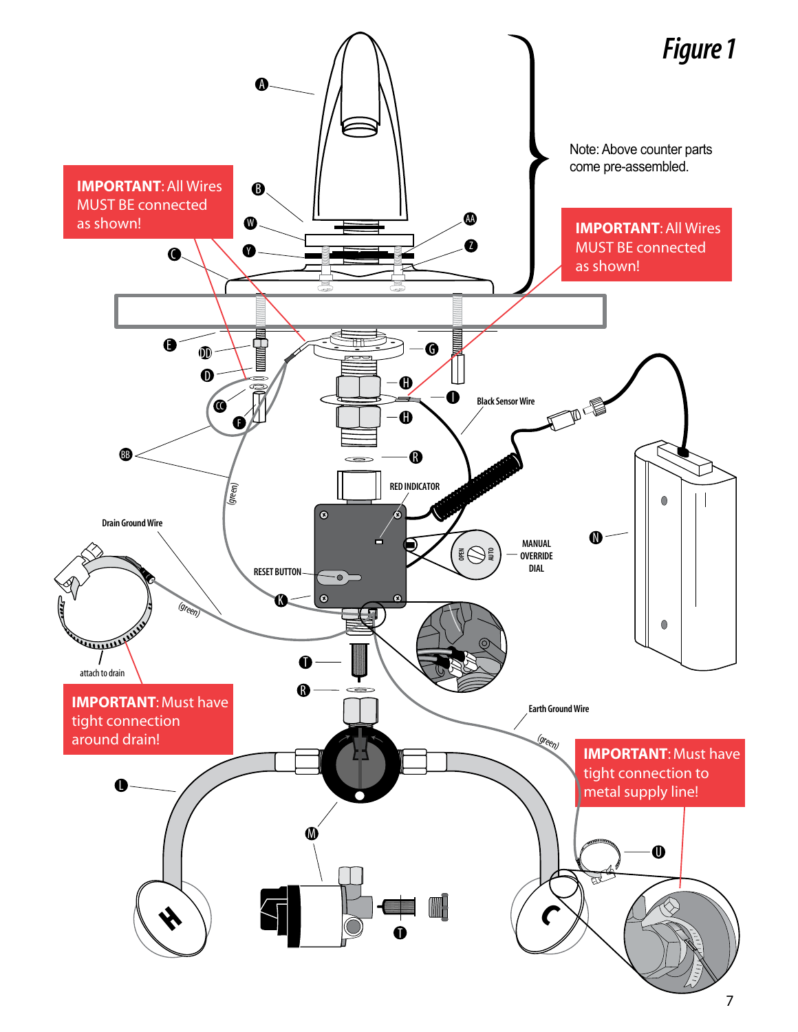# Figure 1

Note: Above counter parts come pre-assembled.

**IMPORTANT**: All Wires MUST BE connected as shown!

**IMPORTANT**: All Wires MUST BE connected as shown!

**IMPORTANT**: Must have tight connection around drain!

**IMPORTANT**: Must have tight connection to metal supply line!

A, B, W, Y, C, AA, Z, E, DD, D, CC, F, BB, G, H, I, H, R, K, T, R, L, M, T, N, U

Black Sensor Wire

RED INDICATOR

RESET BUTTON

MANUAL OVERRIDE DIAL

OPEN AUTO

Drain Ground Wire

(green)

(green)

attach to drain

Earth Ground Wire

(green)

H

C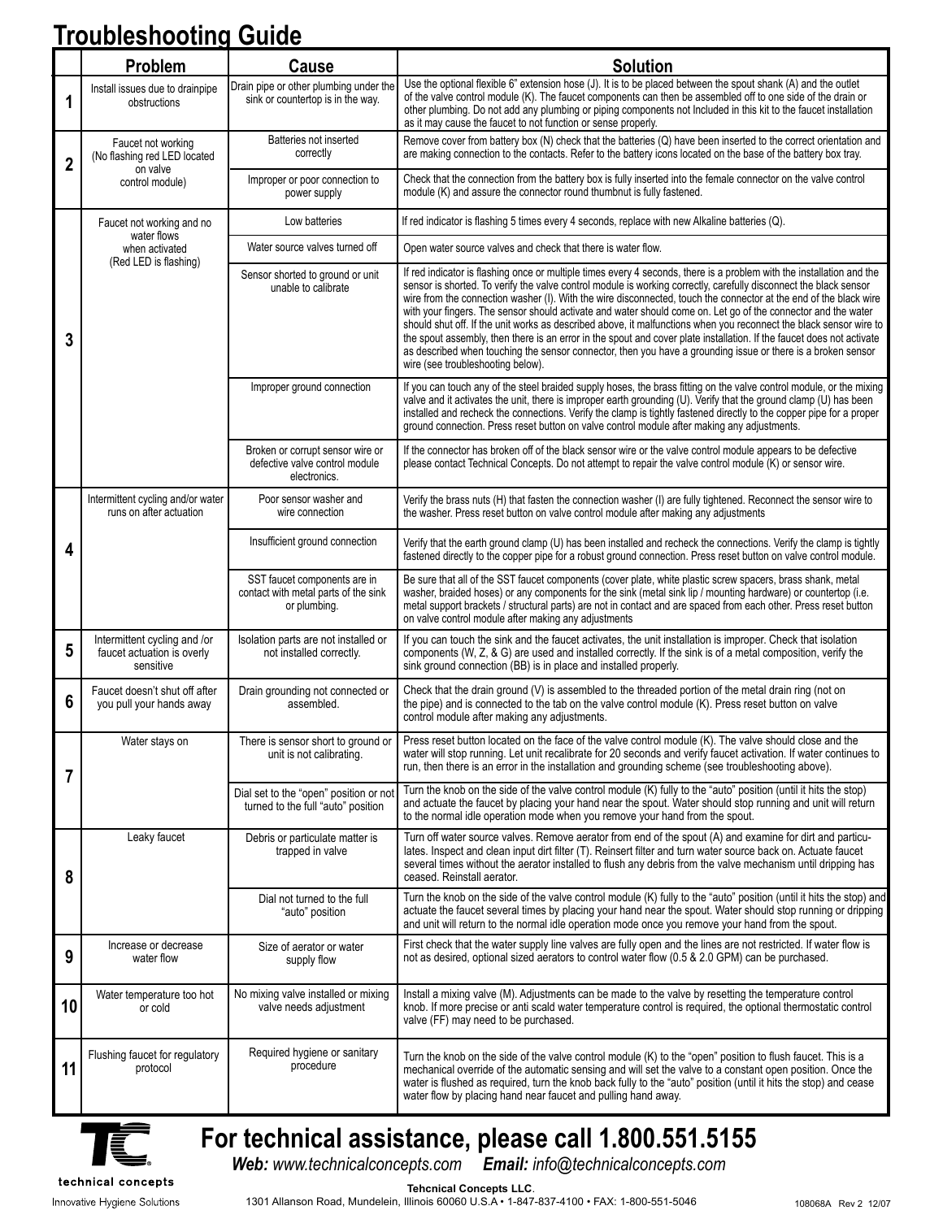# Troubleshooting Guide

| | Problem | Cause | Solution |
|---|---|---|---|
| **1** | Install issues due to drainpipe obstructions | Drain pipe or other plumbing under the sink or countertop is in the way. | Use the optional flexible 6" extension hose (J). It is to be placed between the spout shank (A) and the outlet of the valve control module (K). The faucet components can then be assembled off to one side of the drain or other plumbing. Do not add any plumbing or piping components not Included in this kit to the faucet installation as it may cause the faucet to not function or sense properly. |
| **2** | Faucet not working (No flashing red LED located on valve control module) | Batteries not inserted correctly | Remove cover from battery box (N) check that the batteries (Q) have been inserted to the correct orientation and are making connection to the contacts. Refer to the battery icons located on the base of the battery box tray. |
| | | Improper or poor connection to power supply | Check that the connection from the battery box is fully inserted into the female connector on the valve control module (K) and assure the connector round thumbnut is fully fastened. |
| **3** | Faucet not working and no water flows when activated (Red LED is flashing) | Low batteries | If red indicator is flashing 5 times every 4 seconds, replace with new Alkaline batteries (Q). |
| | | Water source valves turned off | Open water source valves and check that there is water flow. |
| | | Sensor shorted to ground or unit unable to calibrate | If red indicator is flashing once or multiple times every 4 seconds, there is a problem with the installation and the sensor is shorted. To verify the valve control module is working correctly, carefully disconnect the black sensor wire from the connection washer (I). With the wire disconnected, touch the connector at the end of the black wire with your fingers. The sensor should activate and water should come on. Let go of the connector and the water should shut off. If the unit works as described above, it malfunctions when you reconnect the black sensor wire to the spout assembly, then there is an error in the spout and cover plate installation. If the faucet does not activate as described when touching the sensor connector, then you have a grounding issue or there is a broken sensor wire (see troubleshooting below). |
| | | Improper ground connection | If you can touch any of the steel braided supply hoses, the brass fitting on the valve control module, or the mixing valve and it activates the unit, there is improper earth grounding (U). Verify that the ground clamp (U) has been installed and recheck the connections. Verify the clamp is tightly fastened directly to the copper pipe for a proper ground connection. Press reset button on valve control module after making any adjustments. |
| | | Broken or corrupt sensor wire or defective valve control module electronics. | If the connector has broken off of the black sensor wire or the valve control module appears to be defective please contact Technical Concepts. Do not attempt to repair the valve control module (K) or sensor wire. |
| **4** | Intermittent cycling and/or water runs on after actuation | Poor sensor washer and wire connection | Verify the brass nuts (H) that fasten the connection washer (I) are fully tightened. Reconnect the sensor wire to the washer. Press reset button on valve control module after making any adjustments |
| | | Insufficient ground connection | Verify that the earth ground clamp (U) has been installed and recheck the connections. Verify the clamp is tightly fastened directly to the copper pipe for a robust ground connection. Press reset button on valve control module. |
| | | SST faucet components are in contact with metal parts of the sink or plumbing. | Be sure that all of the SST faucet components (cover plate, white plastic screw spacers, brass shank, metal washer, braided hoses) or any components for the sink (metal sink lip / mounting hardware) or countertop (i.e. metal support brackets / structural parts) are not in contact and are spaced from each other. Press reset button on valve control module after making any adjustments |
| **5** | Intermittent cycling and /or faucet actuation is overly sensitive | Isolation parts are not installed or not installed correctly. | If you can touch the sink and the faucet activates, the unit installation is improper. Check that isolation components (W, Z, & G) are used and installed correctly. If the sink is of a metal composition, verify the sink ground connection (BB) is in place and installed properly. |
| **6** | Faucet doesn't shut off after you pull your hands away | Drain grounding not connected or assembled. | Check that the drain ground (V) is assembled to the threaded portion of the metal drain ring (not on the pipe) and is connected to the tab on the valve control module (K). Press reset button on valve control module after making any adjustments. |
| **7** | Water stays on | There is sensor short to ground or unit is not calibrating. | Press reset button located on the face of the valve control module (K). The valve should close and the water will stop running. Let unit recalibrate for 20 seconds and verify faucet activation. If water continues to run, then there is an error in the installation and grounding scheme (see troubleshooting above). |
| | | Dial set to the "open" position or not turned to the full "auto" position | Turn the knob on the side of the valve control module (K) fully to the "auto" position (until it hits the stop) and actuate the faucet by placing your hand near the spout. Water should stop running and unit will return to the normal idle operation mode when you remove your hand from the spout. |
| **8** | Leaky faucet | Debris or particulate matter is trapped in valve | Turn off water source valves. Remove aerator from end of the spout (A) and examine for dirt and particulates. Inspect and clean input dirt filter (T). Reinsert filter and turn water source back on. Actuate faucet several times without the aerator installed to flush any debris from the valve mechanism until dripping has ceased. Reinstall aerator. |
| | | Dial not turned to the full "auto" position | Turn the knob on the side of the valve control module (K) fully to the "auto" position (until it hits the stop) and actuate the faucet several times by placing your hand near the spout. Water should stop running or dripping and unit will return to the normal idle operation mode once you remove your hand from the spout. |
| **9** | Increase or decrease water flow | Size of aerator or water supply flow | First check that the water supply line valves are fully open and the lines are not restricted. If water flow is not as desired, optional sized aerators to control water flow (0.5 & 2.0 GPM) can be purchased. |
| **10** | Water temperature too hot or cold | No mixing valve installed or mixing valve needs adjustment | Install a mixing valve (M). Adjustments can be made to the valve by resetting the temperature control knob. If more precise or anti scald water temperature control is required, the optional thermostatic control valve (FF) may need to be purchased. |
| **11** | Flushing faucet for regulatory protocol | Required hygiene or sanitary procedure | Turn the knob on the side of the valve control module (K) to the "open" position to flush faucet. This is a mechanical override of the automatic sensing and will set the valve to a constant open position. Once the water is flushed as required, turn the knob back fully to the "auto" position (until it hits the stop) and cease water flow by placing hand near faucet and pulling hand away. |

technical concepts

Innovative Hygiene Solutions

## For technical assistance, please call 1.800.551.5155

***Web:*** *www.technicalconcepts.com* ***Email:*** *info@technicalconcepts.com*

**Tehcnical Concepts LLC**.

1301 Allanson Road, Mundelein, Illinois 60060 U.S.A • 1-847-837-4100 • FAX: 1-800-551-5046

108068A Rev 2 12/07